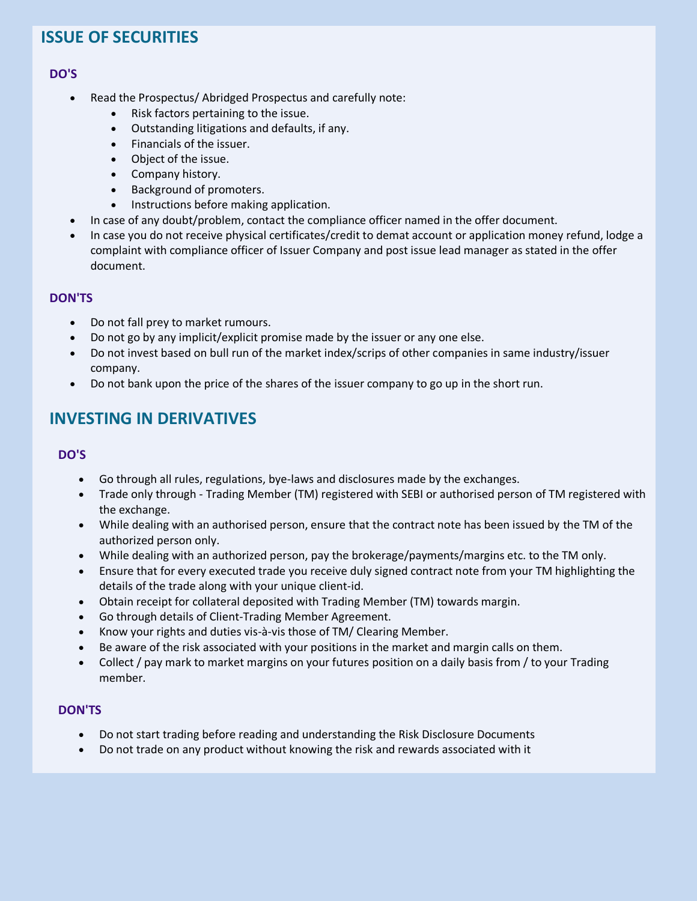## ISSUE OF SECURITIES

### DO'S

- Read the Prospectus/ Abridged Prospectus and carefully note:
  - Risk factors pertaining to the issue.
  - Outstanding litigations and defaults, if any.
  - Financials of the issuer.
  - Object of the issue.
  - Company history.
  - Background of promoters.
  - Instructions before making application.
- In case of any doubt/problem, contact the compliance officer named in the offer document.
- In case you do not receive physical certificates/credit to demat account or application money refund, lodge a complaint with compliance officer of Issuer Company and post issue lead manager as stated in the offer document.

### DON'TS

- Do not fall prey to market rumours.
- Do not go by any implicit/explicit promise made by the issuer or any one else.
- Do not invest based on bull run of the market index/scrips of other companies in same industry/issuer company.
- Do not bank upon the price of the shares of the issuer company to go up in the short run.

## INVESTING IN DERIVATIVES

### DO'S

- Go through all rules, regulations, bye-laws and disclosures made by the exchanges.
- Trade only through - Trading Member (TM) registered with SEBI or authorised person of TM registered with the exchange.
- While dealing with an authorised person, ensure that the contract note has been issued by the TM of the authorized person only.
- While dealing with an authorized person, pay the brokerage/payments/margins etc. to the TM only.
- Ensure that for every executed trade you receive duly signed contract note from your TM highlighting the details of the trade along with your unique client-id.
- Obtain receipt for collateral deposited with Trading Member (TM) towards margin.
- Go through details of Client-Trading Member Agreement.
- Know your rights and duties vis-à-vis those of TM/ Clearing Member.
- Be aware of the risk associated with your positions in the market and margin calls on them.
- Collect / pay mark to market margins on your futures position on a daily basis from / to your Trading member.

### DON'TS

- Do not start trading before reading and understanding the Risk Disclosure Documents
- Do not trade on any product without knowing the risk and rewards associated with it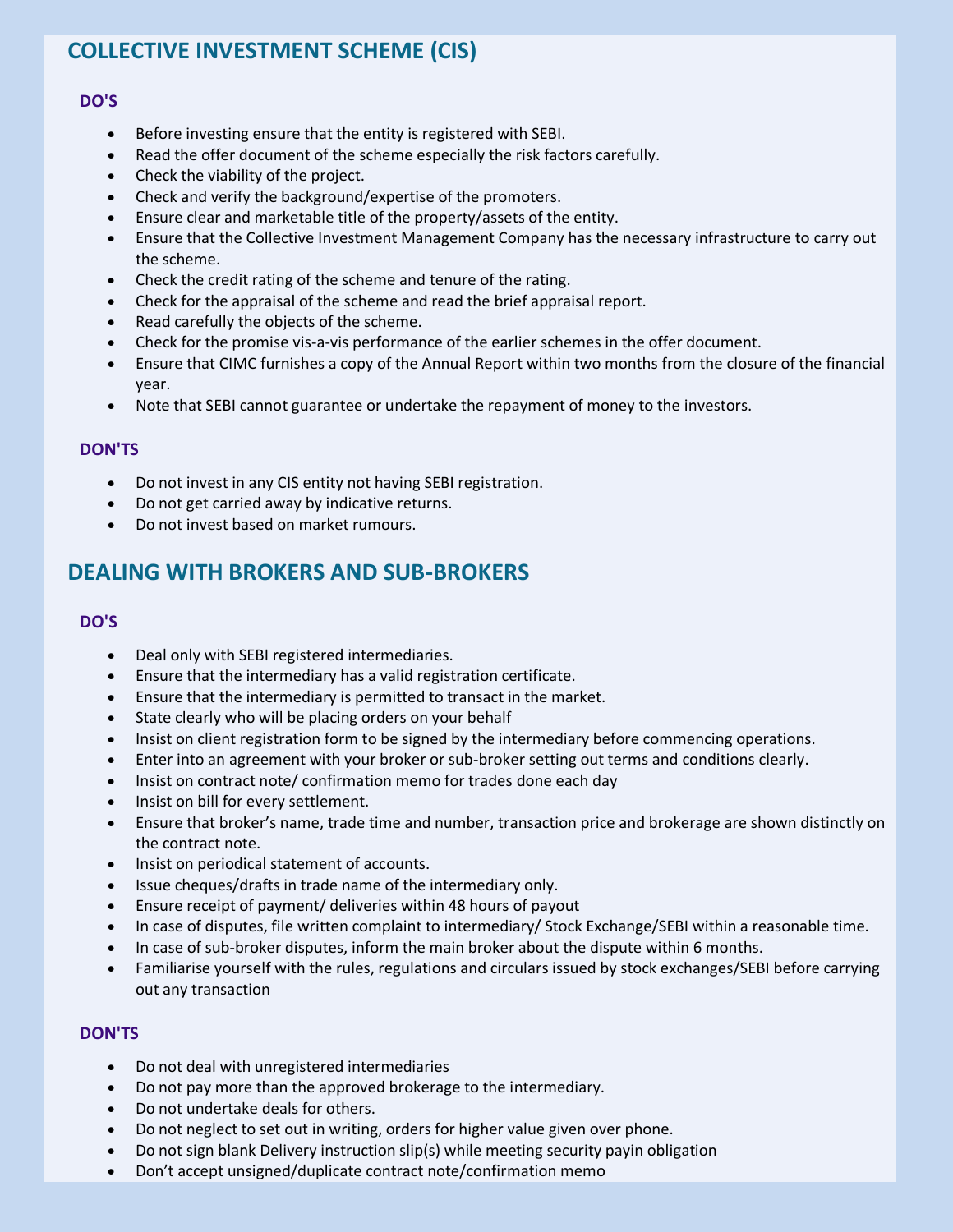## COLLECTIVE INVESTMENT SCHEME (CIS)

### DO'S

- Before investing ensure that the entity is registered with SEBI.
- Read the offer document of the scheme especially the risk factors carefully.
- Check the viability of the project.
- Check and verify the background/expertise of the promoters.
- Ensure clear and marketable title of the property/assets of the entity.
- Ensure that the Collective Investment Management Company has the necessary infrastructure to carry out the scheme.
- Check the credit rating of the scheme and tenure of the rating.
- Check for the appraisal of the scheme and read the brief appraisal report.
- Read carefully the objects of the scheme.
- Check for the promise vis-a-vis performance of the earlier schemes in the offer document.
- Ensure that CIMC furnishes a copy of the Annual Report within two months from the closure of the financial year.
- Note that SEBI cannot guarantee or undertake the repayment of money to the investors.

### DON'TS

- Do not invest in any CIS entity not having SEBI registration.
- Do not get carried away by indicative returns.
- Do not invest based on market rumours.

## DEALING WITH BROKERS AND SUB-BROKERS

### DO'S

- Deal only with SEBI registered intermediaries.
- Ensure that the intermediary has a valid registration certificate.
- Ensure that the intermediary is permitted to transact in the market.
- State clearly who will be placing orders on your behalf
- Insist on client registration form to be signed by the intermediary before commencing operations.
- Enter into an agreement with your broker or sub-broker setting out terms and conditions clearly.
- Insist on contract note/ confirmation memo for trades done each day
- Insist on bill for every settlement.
- Ensure that broker's name, trade time and number, transaction price and brokerage are shown distinctly on the contract note.
- Insist on periodical statement of accounts.
- Issue cheques/drafts in trade name of the intermediary only.
- Ensure receipt of payment/ deliveries within 48 hours of payout
- In case of disputes, file written complaint to intermediary/ Stock Exchange/SEBI within a reasonable time.
- In case of sub-broker disputes, inform the main broker about the dispute within 6 months.
- Familiarise yourself with the rules, regulations and circulars issued by stock exchanges/SEBI before carrying out any transaction

### DON'TS

- Do not deal with unregistered intermediaries
- Do not pay more than the approved brokerage to the intermediary.
- Do not undertake deals for others.
- Do not neglect to set out in writing, orders for higher value given over phone.
- Do not sign blank Delivery instruction slip(s) while meeting security payin obligation
- Don't accept unsigned/duplicate contract note/confirmation memo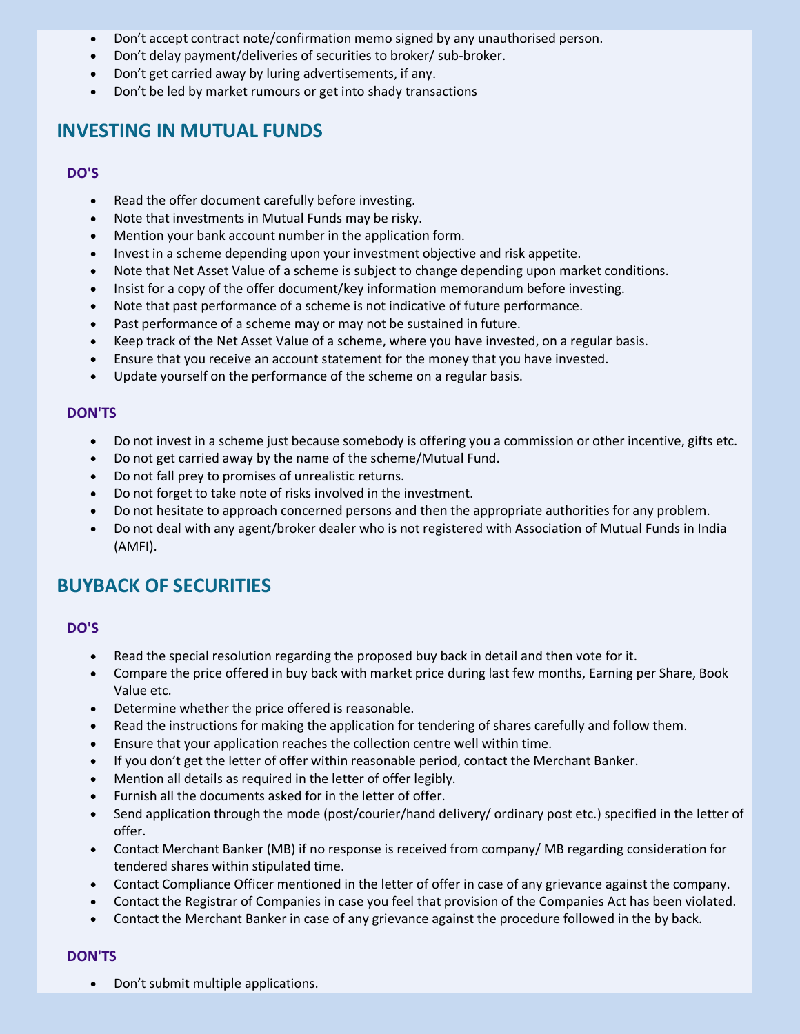- Don’t accept contract note/confirmation memo signed by any unauthorised person.
- Don’t delay payment/deliveries of securities to broker/ sub-broker.
- Don’t get carried away by luring advertisements, if any.
- Don’t be led by market rumours or get into shady transactions

## INVESTING IN MUTUAL FUNDS

### DO'S

- Read the offer document carefully before investing.
- Note that investments in Mutual Funds may be risky.
- Mention your bank account number in the application form.
- Invest in a scheme depending upon your investment objective and risk appetite.
- Note that Net Asset Value of a scheme is subject to change depending upon market conditions.
- Insist for a copy of the offer document/key information memorandum before investing.
- Note that past performance of a scheme is not indicative of future performance.
- Past performance of a scheme may or may not be sustained in future.
- Keep track of the Net Asset Value of a scheme, where you have invested, on a regular basis.
- Ensure that you receive an account statement for the money that you have invested.
- Update yourself on the performance of the scheme on a regular basis.

### DON'TS

- Do not invest in a scheme just because somebody is offering you a commission or other incentive, gifts etc.
- Do not get carried away by the name of the scheme/Mutual Fund.
- Do not fall prey to promises of unrealistic returns.
- Do not forget to take note of risks involved in the investment.
- Do not hesitate to approach concerned persons and then the appropriate authorities for any problem.
- Do not deal with any agent/broker dealer who is not registered with Association of Mutual Funds in India (AMFI).

## BUYBACK OF SECURITIES

### DO'S

- Read the special resolution regarding the proposed buy back in detail and then vote for it.
- Compare the price offered in buy back with market price during last few months, Earning per Share, Book Value etc.
- Determine whether the price offered is reasonable.
- Read the instructions for making the application for tendering of shares carefully and follow them.
- Ensure that your application reaches the collection centre well within time.
- If you don’t get the letter of offer within reasonable period, contact the Merchant Banker.
- Mention all details as required in the letter of offer legibly.
- Furnish all the documents asked for in the letter of offer.
- Send application through the mode (post/courier/hand delivery/ ordinary post etc.) specified in the letter of offer.
- Contact Merchant Banker (MB) if no response is received from company/ MB regarding consideration for tendered shares within stipulated time.
- Contact Compliance Officer mentioned in the letter of offer in case of any grievance against the company.
- Contact the Registrar of Companies in case you feel that provision of the Companies Act has been violated.
- Contact the Merchant Banker in case of any grievance against the procedure followed in the by back.

### DON'TS

- Don’t submit multiple applications.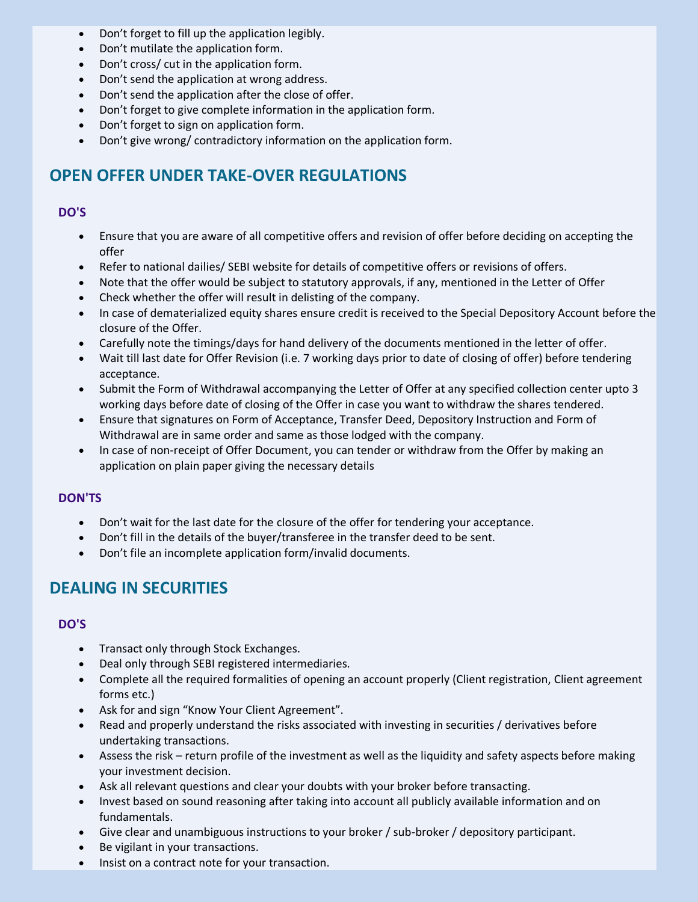- Don't forget to fill up the application legibly.
- Don't mutilate the application form.
- Don't cross/ cut in the application form.
- Don't send the application at wrong address.
- Don't send the application after the close of offer.
- Don't forget to give complete information in the application form.
- Don't forget to sign on application form.
- Don't give wrong/ contradictory information on the application form.

## OPEN OFFER UNDER TAKE-OVER REGULATIONS

### DO'S

- Ensure that you are aware of all competitive offers and revision of offer before deciding on accepting the offer
- Refer to national dailies/ SEBI website for details of competitive offers or revisions of offers.
- Note that the offer would be subject to statutory approvals, if any, mentioned in the Letter of Offer
- Check whether the offer will result in delisting of the company.
- In case of dematerialized equity shares ensure credit is received to the Special Depository Account before the closure of the Offer.
- Carefully note the timings/days for hand delivery of the documents mentioned in the letter of offer.
- Wait till last date for Offer Revision (i.e. 7 working days prior to date of closing of offer) before tendering acceptance.
- Submit the Form of Withdrawal accompanying the Letter of Offer at any specified collection center upto 3 working days before date of closing of the Offer in case you want to withdraw the shares tendered.
- Ensure that signatures on Form of Acceptance, Transfer Deed, Depository Instruction and Form of Withdrawal are in same order and same as those lodged with the company.
- In case of non-receipt of Offer Document, you can tender or withdraw from the Offer by making an application on plain paper giving the necessary details

### DON'TS

- Don't wait for the last date for the closure of the offer for tendering your acceptance.
- Don't fill in the details of the buyer/transferee in the transfer deed to be sent.
- Don't file an incomplete application form/invalid documents.

## DEALING IN SECURITIES

### DO'S

- Transact only through Stock Exchanges.
- Deal only through SEBI registered intermediaries.
- Complete all the required formalities of opening an account properly (Client registration, Client agreement forms etc.)
- Ask for and sign "Know Your Client Agreement".
- Read and properly understand the risks associated with investing in securities / derivatives before undertaking transactions.
- Assess the risk – return profile of the investment as well as the liquidity and safety aspects before making your investment decision.
- Ask all relevant questions and clear your doubts with your broker before transacting.
- Invest based on sound reasoning after taking into account all publicly available information and on fundamentals.
- Give clear and unambiguous instructions to your broker / sub-broker / depository participant.
- Be vigilant in your transactions.
- Insist on a contract note for your transaction.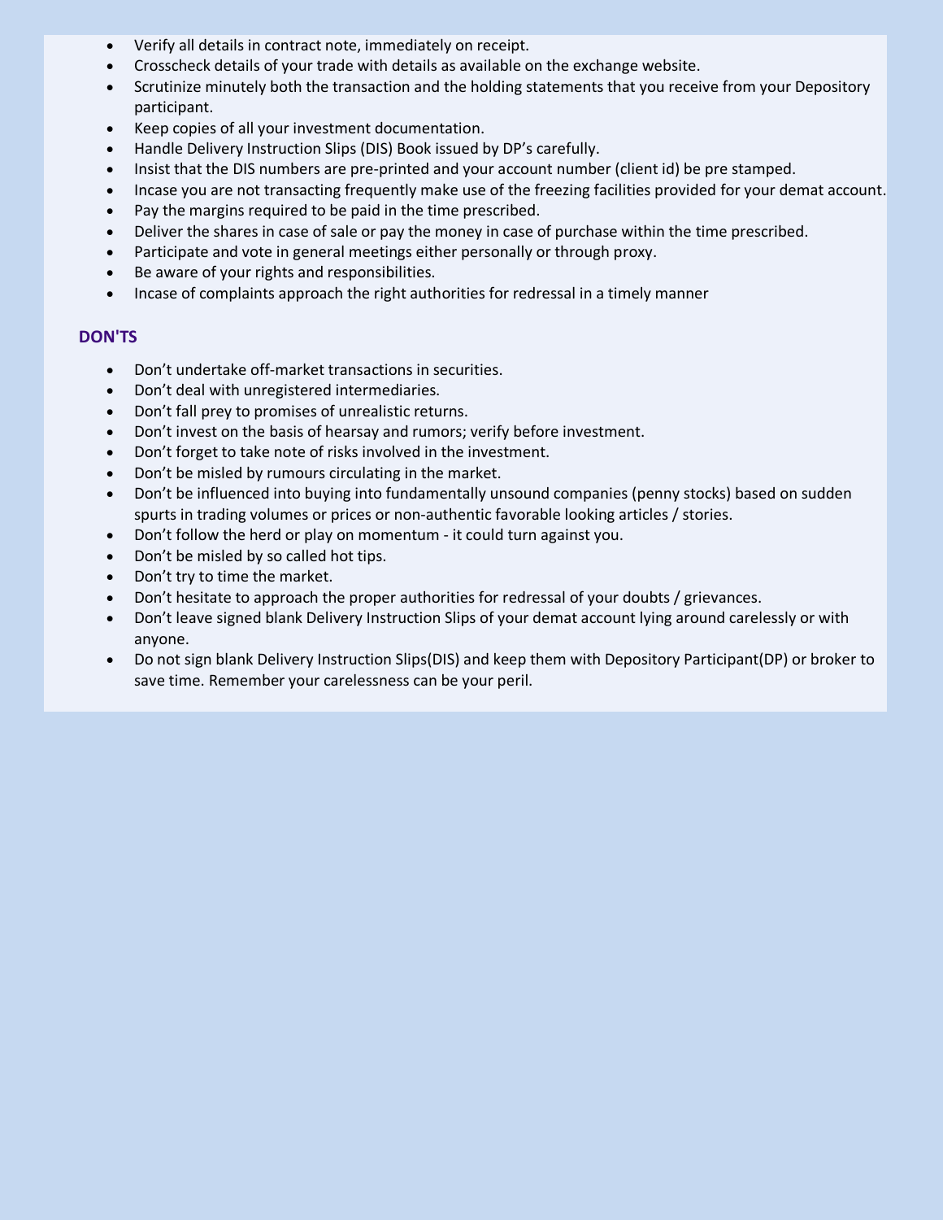- Verify all details in contract note, immediately on receipt.
- Crosscheck details of your trade with details as available on the exchange website.
- Scrutinize minutely both the transaction and the holding statements that you receive from your Depository participant.
- Keep copies of all your investment documentation.
- Handle Delivery Instruction Slips (DIS) Book issued by DP's carefully.
- Insist that the DIS numbers are pre-printed and your account number (client id) be pre stamped.
- Incase you are not transacting frequently make use of the freezing facilities provided for your demat account.
- Pay the margins required to be paid in the time prescribed.
- Deliver the shares in case of sale or pay the money in case of purchase within the time prescribed.
- Participate and vote in general meetings either personally or through proxy.
- Be aware of your rights and responsibilities.
- Incase of complaints approach the right authorities for redressal in a timely manner

**DON'TS**

- Don't undertake off-market transactions in securities.
- Don't deal with unregistered intermediaries.
- Don't fall prey to promises of unrealistic returns.
- Don't invest on the basis of hearsay and rumors; verify before investment.
- Don't forget to take note of risks involved in the investment.
- Don't be misled by rumours circulating in the market.
- Don't be influenced into buying into fundamentally unsound companies (penny stocks) based on sudden spurts in trading volumes or prices or non-authentic favorable looking articles / stories.
- Don't follow the herd or play on momentum - it could turn against you.
- Don't be misled by so called hot tips.
- Don't try to time the market.
- Don't hesitate to approach the proper authorities for redressal of your doubts / grievances.
- Don't leave signed blank Delivery Instruction Slips of your demat account lying around carelessly or with anyone.
- Do not sign blank Delivery Instruction Slips(DIS) and keep them with Depository Participant(DP) or broker to save time. Remember your carelessness can be your peril.